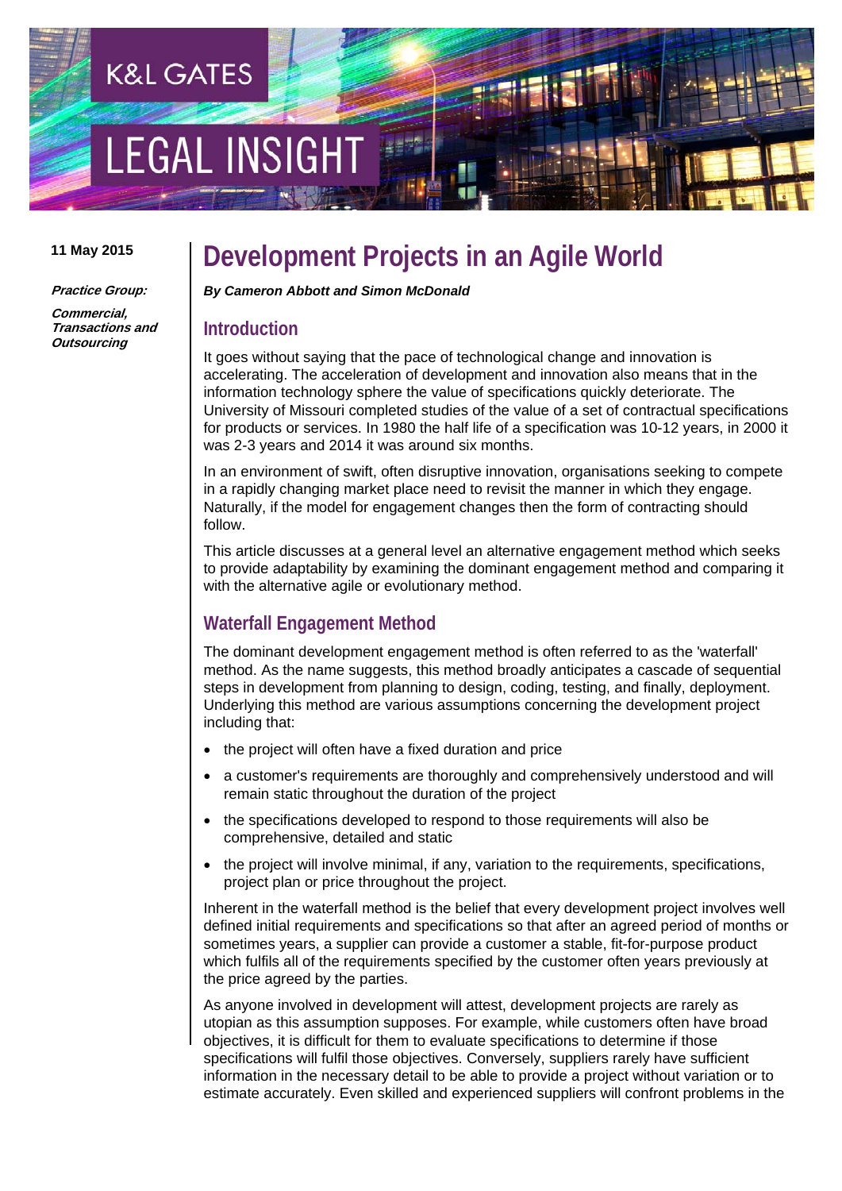K&L GATES

LEGAL INSIGHT

11 May 2015

***Practice Group:***

***Commercial, Transactions and Outsourcing***

# Development Projects in an Agile World

***By Cameron Abbott and Simon McDonald***

## Introduction

It goes without saying that the pace of technological change and innovation is accelerating. The acceleration of development and innovation also means that in the information technology sphere the value of specifications quickly deteriorate. The University of Missouri completed studies of the value of a set of contractual specifications for products or services. In 1980 the half life of a specification was 10-12 years, in 2000 it was 2-3 years and 2014 it was around six months.

In an environment of swift, often disruptive innovation, organisations seeking to compete in a rapidly changing market place need to revisit the manner in which they engage. Naturally, if the model for engagement changes then the form of contracting should follow.

This article discusses at a general level an alternative engagement method which seeks to provide adaptability by examining the dominant engagement method and comparing it with the alternative agile or evolutionary method.

## Waterfall Engagement Method

The dominant development engagement method is often referred to as the 'waterfall' method. As the name suggests, this method broadly anticipates a cascade of sequential steps in development from planning to design, coding, testing, and finally, deployment. Underlying this method are various assumptions concerning the development project including that:

- the project will often have a fixed duration and price
- a customer's requirements are thoroughly and comprehensively understood and will remain static throughout the duration of the project
- the specifications developed to respond to those requirements will also be comprehensive, detailed and static
- the project will involve minimal, if any, variation to the requirements, specifications, project plan or price throughout the project.

Inherent in the waterfall method is the belief that every development project involves well defined initial requirements and specifications so that after an agreed period of months or sometimes years, a supplier can provide a customer a stable, fit-for-purpose product which fulfils all of the requirements specified by the customer often years previously at the price agreed by the parties.

As anyone involved in development will attest, development projects are rarely as utopian as this assumption supposes. For example, while customers often have broad objectives, it is difficult for them to evaluate specifications to determine if those specifications will fulfil those objectives. Conversely, suppliers rarely have sufficient information in the necessary detail to be able to provide a project without variation or to estimate accurately. Even skilled and experienced suppliers will confront problems in the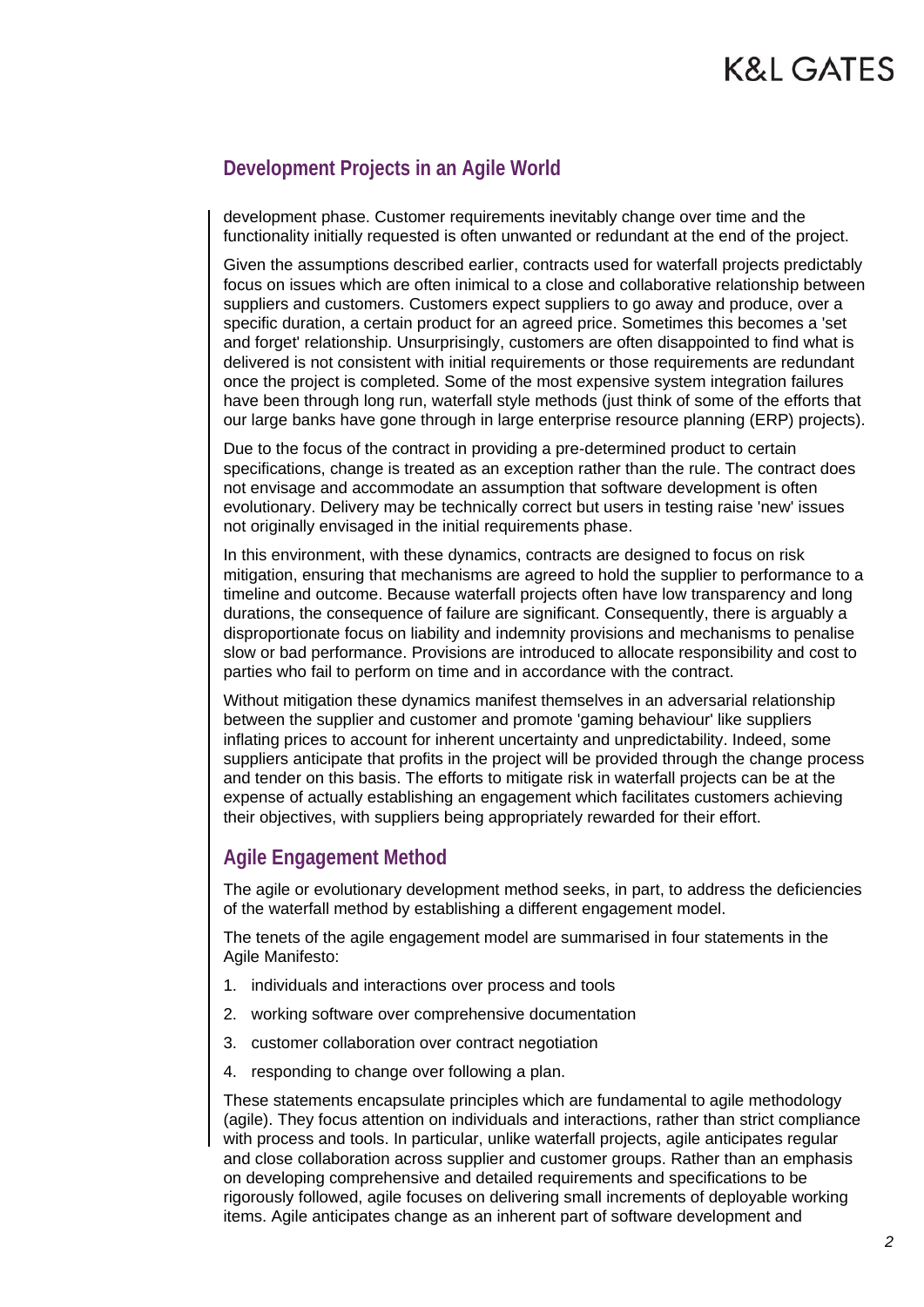## Development Projects in an Agile World

development phase. Customer requirements inevitably change over time and the functionality initially requested is often unwanted or redundant at the end of the project.

Given the assumptions described earlier, contracts used for waterfall projects predictably focus on issues which are often inimical to a close and collaborative relationship between suppliers and customers. Customers expect suppliers to go away and produce, over a specific duration, a certain product for an agreed price. Sometimes this becomes a 'set and forget' relationship. Unsurprisingly, customers are often disappointed to find what is delivered is not consistent with initial requirements or those requirements are redundant once the project is completed. Some of the most expensive system integration failures have been through long run, waterfall style methods (just think of some of the efforts that our large banks have gone through in large enterprise resource planning (ERP) projects).

Due to the focus of the contract in providing a pre-determined product to certain specifications, change is treated as an exception rather than the rule. The contract does not envisage and accommodate an assumption that software development is often evolutionary. Delivery may be technically correct but users in testing raise 'new' issues not originally envisaged in the initial requirements phase.

In this environment, with these dynamics, contracts are designed to focus on risk mitigation, ensuring that mechanisms are agreed to hold the supplier to performance to a timeline and outcome. Because waterfall projects often have low transparency and long durations, the consequence of failure are significant. Consequently, there is arguably a disproportionate focus on liability and indemnity provisions and mechanisms to penalise slow or bad performance. Provisions are introduced to allocate responsibility and cost to parties who fail to perform on time and in accordance with the contract.

Without mitigation these dynamics manifest themselves in an adversarial relationship between the supplier and customer and promote 'gaming behaviour' like suppliers inflating prices to account for inherent uncertainty and unpredictability. Indeed, some suppliers anticipate that profits in the project will be provided through the change process and tender on this basis. The efforts to mitigate risk in waterfall projects can be at the expense of actually establishing an engagement which facilitates customers achieving their objectives, with suppliers being appropriately rewarded for their effort.

## Agile Engagement Method

The agile or evolutionary development method seeks, in part, to address the deficiencies of the waterfall method by establishing a different engagement model.

The tenets of the agile engagement model are summarised in four statements in the Agile Manifesto:

1. individuals and interactions over process and tools
2. working software over comprehensive documentation
3. customer collaboration over contract negotiation
4. responding to change over following a plan.

These statements encapsulate principles which are fundamental to agile methodology (agile). They focus attention on individuals and interactions, rather than strict compliance with process and tools. In particular, unlike waterfall projects, agile anticipates regular and close collaboration across supplier and customer groups. Rather than an emphasis on developing comprehensive and detailed requirements and specifications to be rigorously followed, agile focuses on delivering small increments of deployable working items. Agile anticipates change as an inherent part of software development and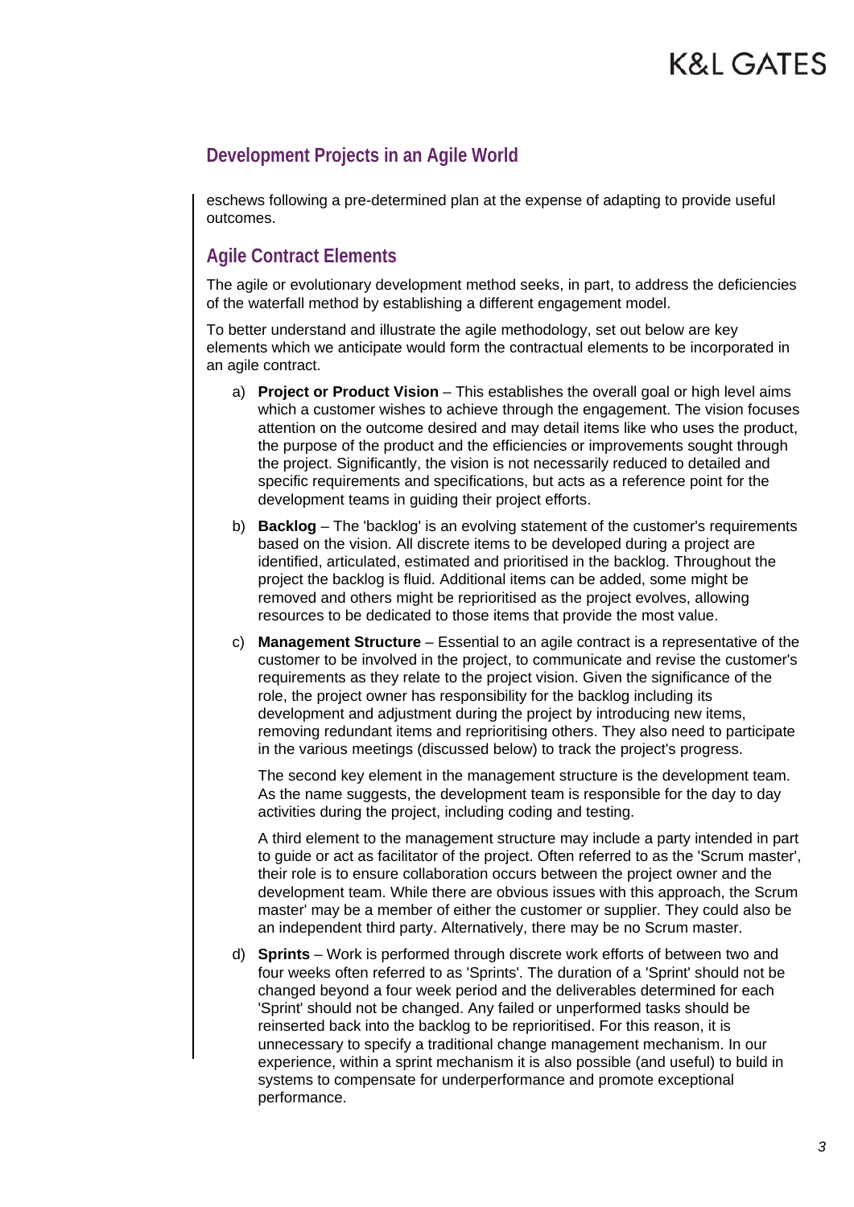## Development Projects in an Agile World

eschews following a pre-determined plan at the expense of adapting to provide useful outcomes.

## Agile Contract Elements

The agile or evolutionary development method seeks, in part, to address the deficiencies of the waterfall method by establishing a different engagement model.

To better understand and illustrate the agile methodology, set out below are key elements which we anticipate would form the contractual elements to be incorporated in an agile contract.

a) **Project or Product Vision** – This establishes the overall goal or high level aims which a customer wishes to achieve through the engagement. The vision focuses attention on the outcome desired and may detail items like who uses the product, the purpose of the product and the efficiencies or improvements sought through the project. Significantly, the vision is not necessarily reduced to detailed and specific requirements and specifications, but acts as a reference point for the development teams in guiding their project efforts.

b) **Backlog** – The 'backlog' is an evolving statement of the customer's requirements based on the vision. All discrete items to be developed during a project are identified, articulated, estimated and prioritised in the backlog. Throughout the project the backlog is fluid. Additional items can be added, some might be removed and others might be reprioritised as the project evolves, allowing resources to be dedicated to those items that provide the most value.

c) **Management Structure** – Essential to an agile contract is a representative of the customer to be involved in the project, to communicate and revise the customer's requirements as they relate to the project vision. Given the significance of the role, the project owner has responsibility for the backlog including its development and adjustment during the project by introducing new items, removing redundant items and reprioritising others. They also need to participate in the various meetings (discussed below) to track the project's progress.

   The second key element in the management structure is the development team. As the name suggests, the development team is responsible for the day to day activities during the project, including coding and testing.

   A third element to the management structure may include a party intended in part to guide or act as facilitator of the project. Often referred to as the 'Scrum master', their role is to ensure collaboration occurs between the project owner and the development team. While there are obvious issues with this approach, the Scrum master' may be a member of either the customer or supplier. They could also be an independent third party. Alternatively, there may be no Scrum master.

d) **Sprints** – Work is performed through discrete work efforts of between two and four weeks often referred to as 'Sprints'. The duration of a 'Sprint' should not be changed beyond a four week period and the deliverables determined for each 'Sprint' should not be changed. Any failed or unperformed tasks should be reinserted back into the backlog to be reprioritised. For this reason, it is unnecessary to specify a traditional change management mechanism. In our experience, within a sprint mechanism it is also possible (and useful) to build in systems to compensate for underperformance and promote exceptional performance.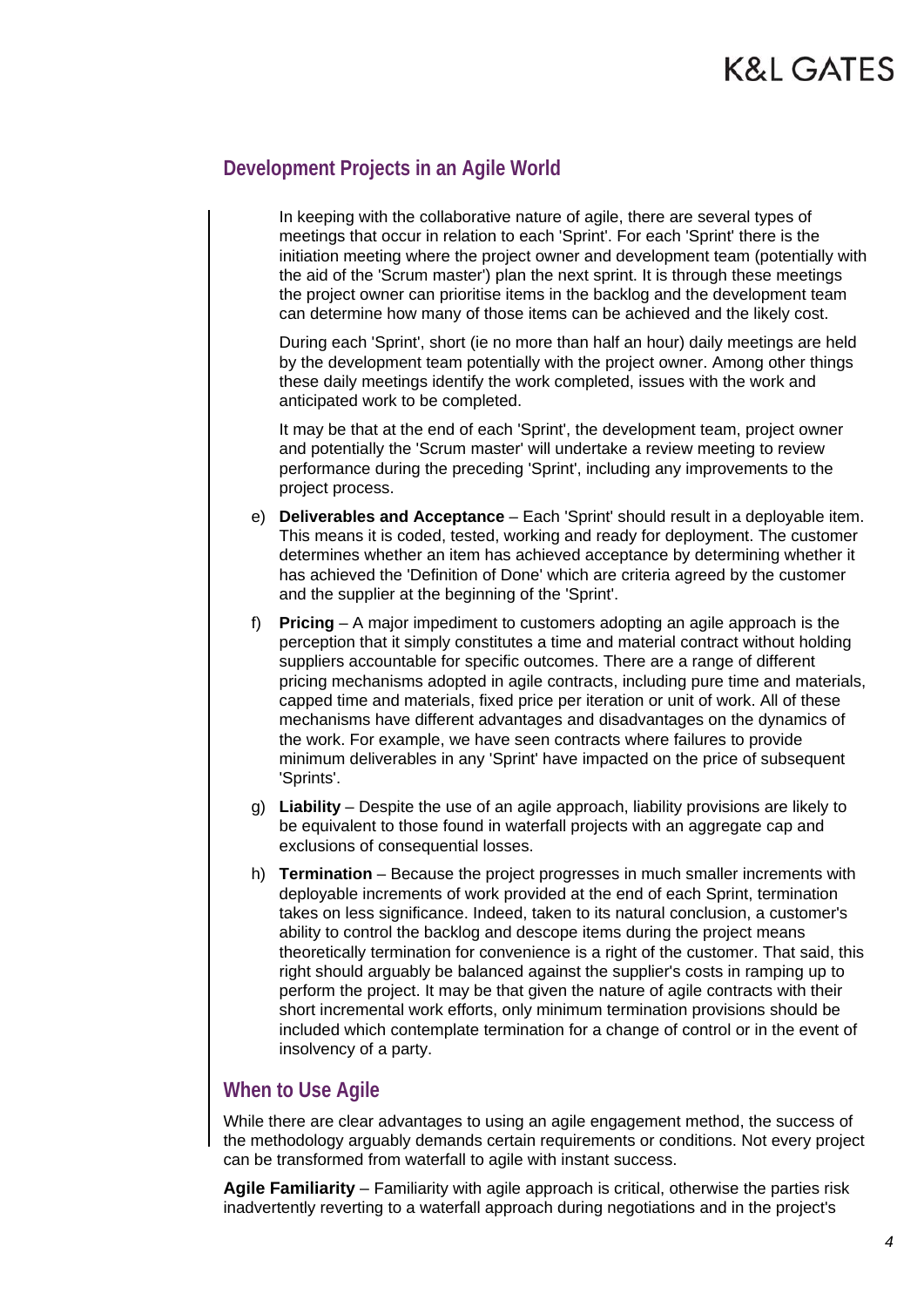## Development Projects in an Agile World

In keeping with the collaborative nature of agile, there are several types of meetings that occur in relation to each 'Sprint'. For each 'Sprint' there is the initiation meeting where the project owner and development team (potentially with the aid of the 'Scrum master') plan the next sprint. It is through these meetings the project owner can prioritise items in the backlog and the development team can determine how many of those items can be achieved and the likely cost.

During each 'Sprint', short (ie no more than half an hour) daily meetings are held by the development team potentially with the project owner. Among other things these daily meetings identify the work completed, issues with the work and anticipated work to be completed.

It may be that at the end of each 'Sprint', the development team, project owner and potentially the 'Scrum master' will undertake a review meeting to review performance during the preceding 'Sprint', including any improvements to the project process.

e) **Deliverables and Acceptance** – Each 'Sprint' should result in a deployable item. This means it is coded, tested, working and ready for deployment. The customer determines whether an item has achieved acceptance by determining whether it has achieved the 'Definition of Done' which are criteria agreed by the customer and the supplier at the beginning of the 'Sprint'.

f) **Pricing** – A major impediment to customers adopting an agile approach is the perception that it simply constitutes a time and material contract without holding suppliers accountable for specific outcomes. There are a range of different pricing mechanisms adopted in agile contracts, including pure time and materials, capped time and materials, fixed price per iteration or unit of work. All of these mechanisms have different advantages and disadvantages on the dynamics of the work. For example, we have seen contracts where failures to provide minimum deliverables in any 'Sprint' have impacted on the price of subsequent 'Sprints'.

g) **Liability** – Despite the use of an agile approach, liability provisions are likely to be equivalent to those found in waterfall projects with an aggregate cap and exclusions of consequential losses.

h) **Termination** – Because the project progresses in much smaller increments with deployable increments of work provided at the end of each Sprint, termination takes on less significance. Indeed, taken to its natural conclusion, a customer's ability to control the backlog and descope items during the project means theoretically termination for convenience is a right of the customer. That said, this right should arguably be balanced against the supplier's costs in ramping up to perform the project. It may be that given the nature of agile contracts with their short incremental work efforts, only minimum termination provisions should be included which contemplate termination for a change of control or in the event of insolvency of a party.

## When to Use Agile

While there are clear advantages to using an agile engagement method, the success of the methodology arguably demands certain requirements or conditions. Not every project can be transformed from waterfall to agile with instant success.

**Agile Familiarity** – Familiarity with agile approach is critical, otherwise the parties risk inadvertently reverting to a waterfall approach during negotiations and in the project's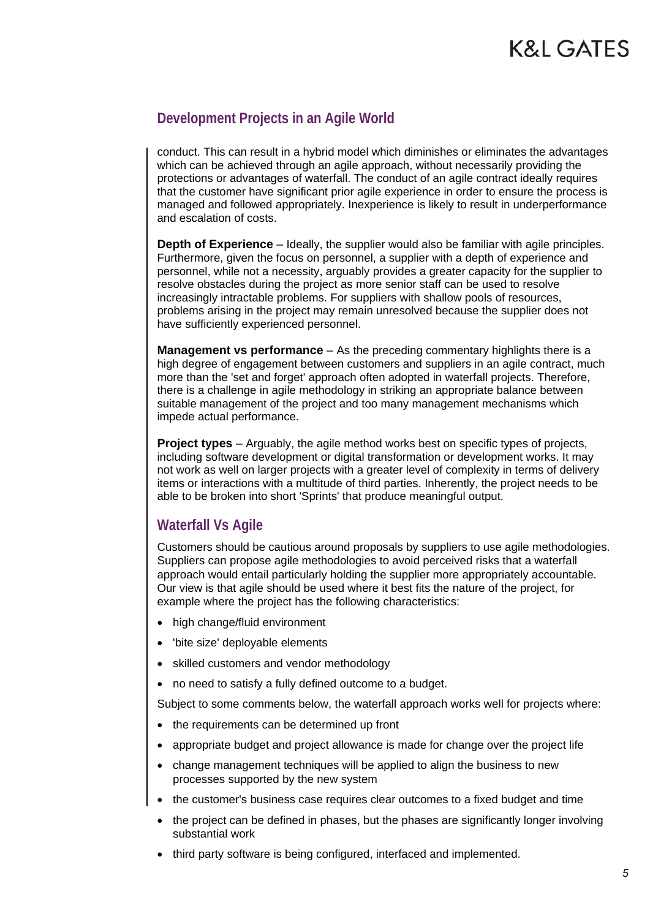## Development Projects in an Agile World

conduct. This can result in a hybrid model which diminishes or eliminates the advantages which can be achieved through an agile approach, without necessarily providing the protections or advantages of waterfall. The conduct of an agile contract ideally requires that the customer have significant prior agile experience in order to ensure the process is managed and followed appropriately. Inexperience is likely to result in underperformance and escalation of costs.

**Depth of Experience** – Ideally, the supplier would also be familiar with agile principles. Furthermore, given the focus on personnel, a supplier with a depth of experience and personnel, while not a necessity, arguably provides a greater capacity for the supplier to resolve obstacles during the project as more senior staff can be used to resolve increasingly intractable problems. For suppliers with shallow pools of resources, problems arising in the project may remain unresolved because the supplier does not have sufficiently experienced personnel.

**Management vs performance** – As the preceding commentary highlights there is a high degree of engagement between customers and suppliers in an agile contract, much more than the 'set and forget' approach often adopted in waterfall projects. Therefore, there is a challenge in agile methodology in striking an appropriate balance between suitable management of the project and too many management mechanisms which impede actual performance.

**Project types** – Arguably, the agile method works best on specific types of projects, including software development or digital transformation or development works. It may not work as well on larger projects with a greater level of complexity in terms of delivery items or interactions with a multitude of third parties. Inherently, the project needs to be able to be broken into short 'Sprints' that produce meaningful output.

## Waterfall Vs Agile

Customers should be cautious around proposals by suppliers to use agile methodologies. Suppliers can propose agile methodologies to avoid perceived risks that a waterfall approach would entail particularly holding the supplier more appropriately accountable. Our view is that agile should be used where it best fits the nature of the project, for example where the project has the following characteristics:

- high change/fluid environment
- 'bite size' deployable elements
- skilled customers and vendor methodology
- no need to satisfy a fully defined outcome to a budget.

Subject to some comments below, the waterfall approach works well for projects where:

- the requirements can be determined up front
- appropriate budget and project allowance is made for change over the project life
- change management techniques will be applied to align the business to new processes supported by the new system
- the customer's business case requires clear outcomes to a fixed budget and time
- the project can be defined in phases, but the phases are significantly longer involving substantial work
- third party software is being configured, interfaced and implemented.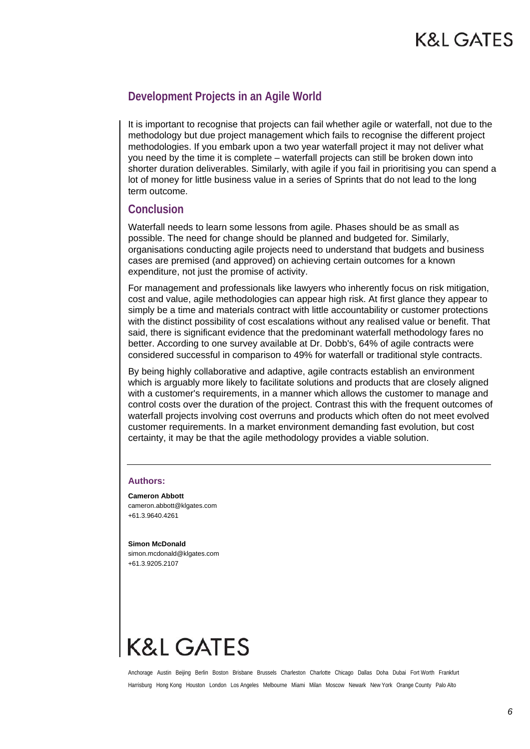## Development Projects in an Agile World

It is important to recognise that projects can fail whether agile or waterfall, not due to the methodology but due project management which fails to recognise the different project methodologies. If you embark upon a two year waterfall project it may not deliver what you need by the time it is complete – waterfall projects can still be broken down into shorter duration deliverables. Similarly, with agile if you fail in prioritising you can spend a lot of money for little business value in a series of Sprints that do not lead to the long term outcome.

## Conclusion

Waterfall needs to learn some lessons from agile. Phases should be as small as possible. The need for change should be planned and budgeted for. Similarly, organisations conducting agile projects need to understand that budgets and business cases are premised (and approved) on achieving certain outcomes for a known expenditure, not just the promise of activity.

For management and professionals like lawyers who inherently focus on risk mitigation, cost and value, agile methodologies can appear high risk. At first glance they appear to simply be a time and materials contract with little accountability or customer protections with the distinct possibility of cost escalations without any realised value or benefit. That said, there is significant evidence that the predominant waterfall methodology fares no better. According to one survey available at Dr. Dobb's, 64% of agile contracts were considered successful in comparison to 49% for waterfall or traditional style contracts.

By being highly collaborative and adaptive, agile contracts establish an environment which is arguably more likely to facilitate solutions and products that are closely aligned with a customer's requirements, in a manner which allows the customer to manage and control costs over the duration of the project. Contrast this with the frequent outcomes of waterfall projects involving cost overruns and products which often do not meet evolved customer requirements. In a market environment demanding fast evolution, but cost certainty, it may be that the agile methodology provides a viable solution.

---

**Authors:**

**Cameron Abbott**
cameron.abbott@klgates.com
+61.3.9640.4261

**Simon McDonald**
simon.mcdonald@klgates.com
+61.3.9205.2107

K&L GATES

Anchorage Austin Beijing Berlin Boston Brisbane Brussels Charleston Charlotte Chicago Dallas Doha Dubai Fort Worth Frankfurt
Harrisburg Hong Kong Houston London Los Angeles Melbourne Miami Milan Moscow Newark New York Orange County Palo Alto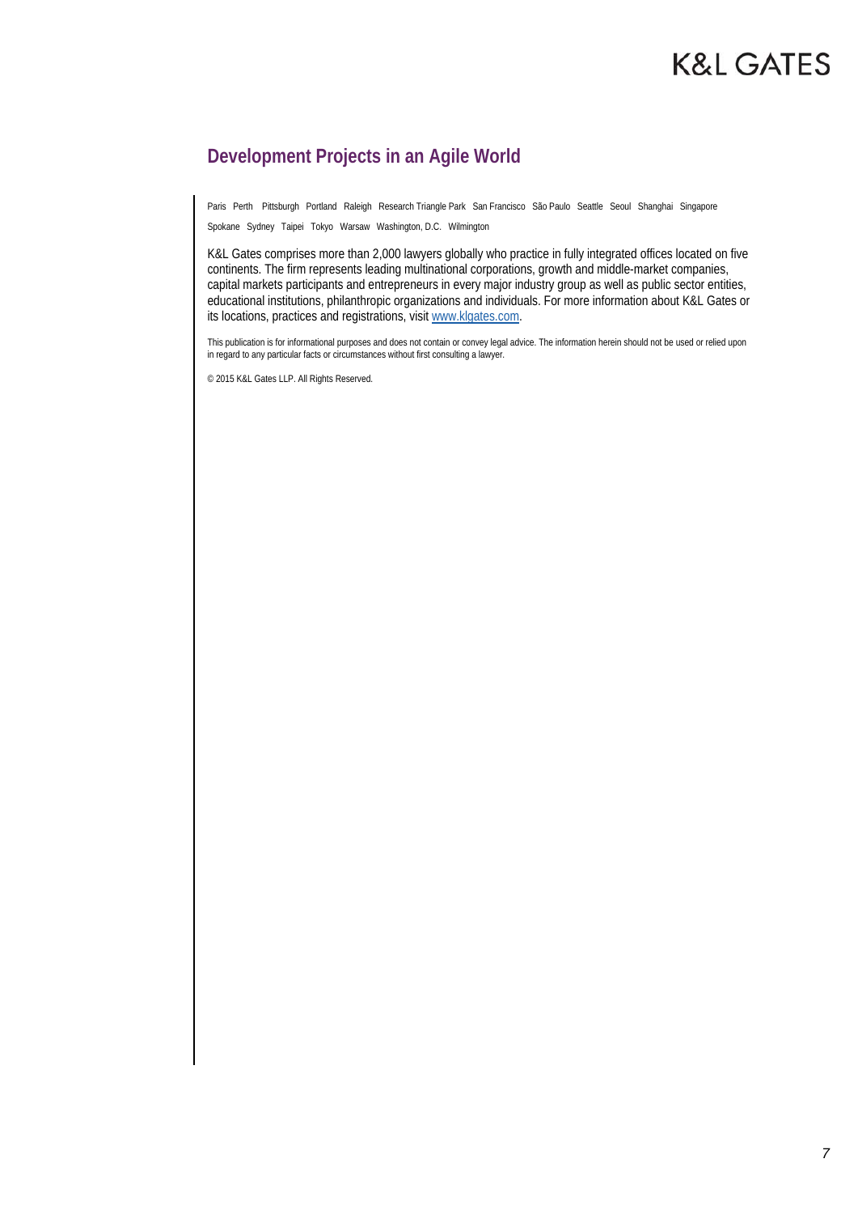Paris Perth Pittsburgh Portland Raleigh Research Triangle Park San Francisco São Paulo Seattle Seoul Shanghai Singapore

Spokane Sydney Taipei Tokyo Warsaw Washington, D.C. Wilmington

K&L Gates comprises more than 2,000 lawyers globally who practice in fully integrated offices located on five continents. The firm represents leading multinational corporations, growth and middle-market companies, capital markets participants and entrepreneurs in every major industry group as well as public sector entities, educational institutions, philanthropic organizations and individuals. For more information about K&L Gates or its locations, practices and registrations, visit [www.klgates.com](http://www.klgates.com).

This publication is for informational purposes and does not contain or convey legal advice. The information herein should not be used or relied upon in regard to any particular facts or circumstances without first consulting a lawyer.

© 2015 K&L Gates LLP. All Rights Reserved.